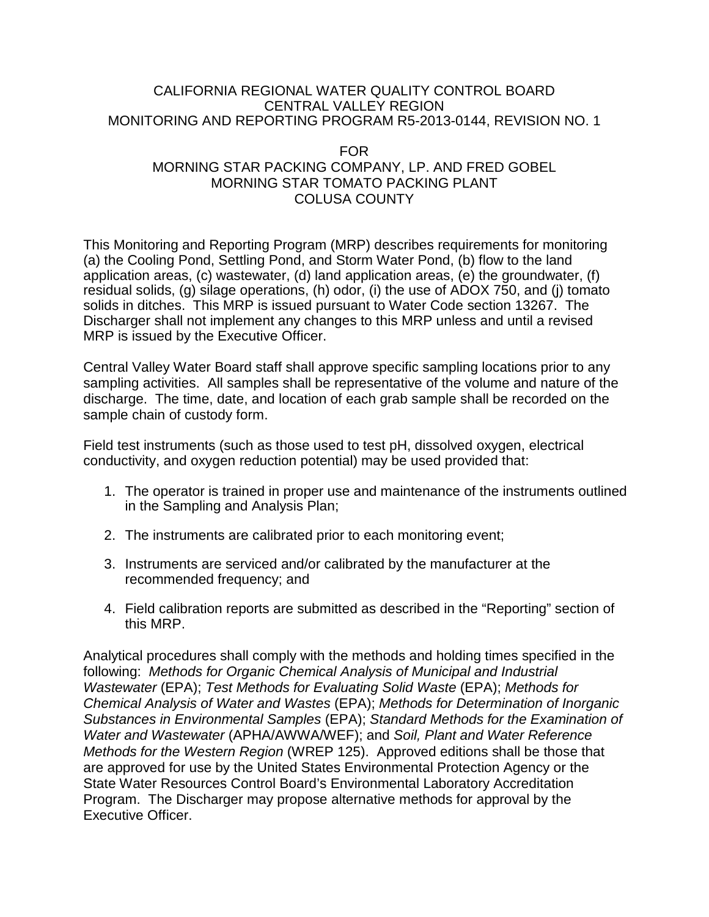# CALIFORNIA REGIONAL WATER QUALITY CONTROL BOARD
# CENTRAL VALLEY REGION
# MONITORING AND REPORTING PROGRAM R5-2013-0144, REVISION NO. 1

FOR

MORNING STAR PACKING COMPANY, LP. AND FRED GOBEL
MORNING STAR TOMATO PACKING PLANT
COLUSA COUNTY

This Monitoring and Reporting Program (MRP) describes requirements for monitoring (a) the Cooling Pond, Settling Pond, and Storm Water Pond, (b) flow to the land application areas, (c) wastewater, (d) land application areas, (e) the groundwater, (f) residual solids, (g) silage operations, (h) odor, (i) the use of ADOX 750, and (j) tomato solids in ditches. This MRP is issued pursuant to Water Code section 13267. The Discharger shall not implement any changes to this MRP unless and until a revised MRP is issued by the Executive Officer.

Central Valley Water Board staff shall approve specific sampling locations prior to any sampling activities. All samples shall be representative of the volume and nature of the discharge. The time, date, and location of each grab sample shall be recorded on the sample chain of custody form.

Field test instruments (such as those used to test pH, dissolved oxygen, electrical conductivity, and oxygen reduction potential) may be used provided that:

1. The operator is trained in proper use and maintenance of the instruments outlined in the Sampling and Analysis Plan;

2. The instruments are calibrated prior to each monitoring event;

3. Instruments are serviced and/or calibrated by the manufacturer at the recommended frequency; and

4. Field calibration reports are submitted as described in the "Reporting" section of this MRP.

Analytical procedures shall comply with the methods and holding times specified in the following: *Methods for Organic Chemical Analysis of Municipal and Industrial Wastewater* (EPA); *Test Methods for Evaluating Solid Waste* (EPA); *Methods for Chemical Analysis of Water and Wastes* (EPA); *Methods for Determination of Inorganic Substances in Environmental Samples* (EPA); *Standard Methods for the Examination of Water and Wastewater* (APHA/AWWA/WEF); and *Soil, Plant and Water Reference Methods for the Western Region* (WREP 125). Approved editions shall be those that are approved for use by the United States Environmental Protection Agency or the State Water Resources Control Board's Environmental Laboratory Accreditation Program. The Discharger may propose alternative methods for approval by the Executive Officer.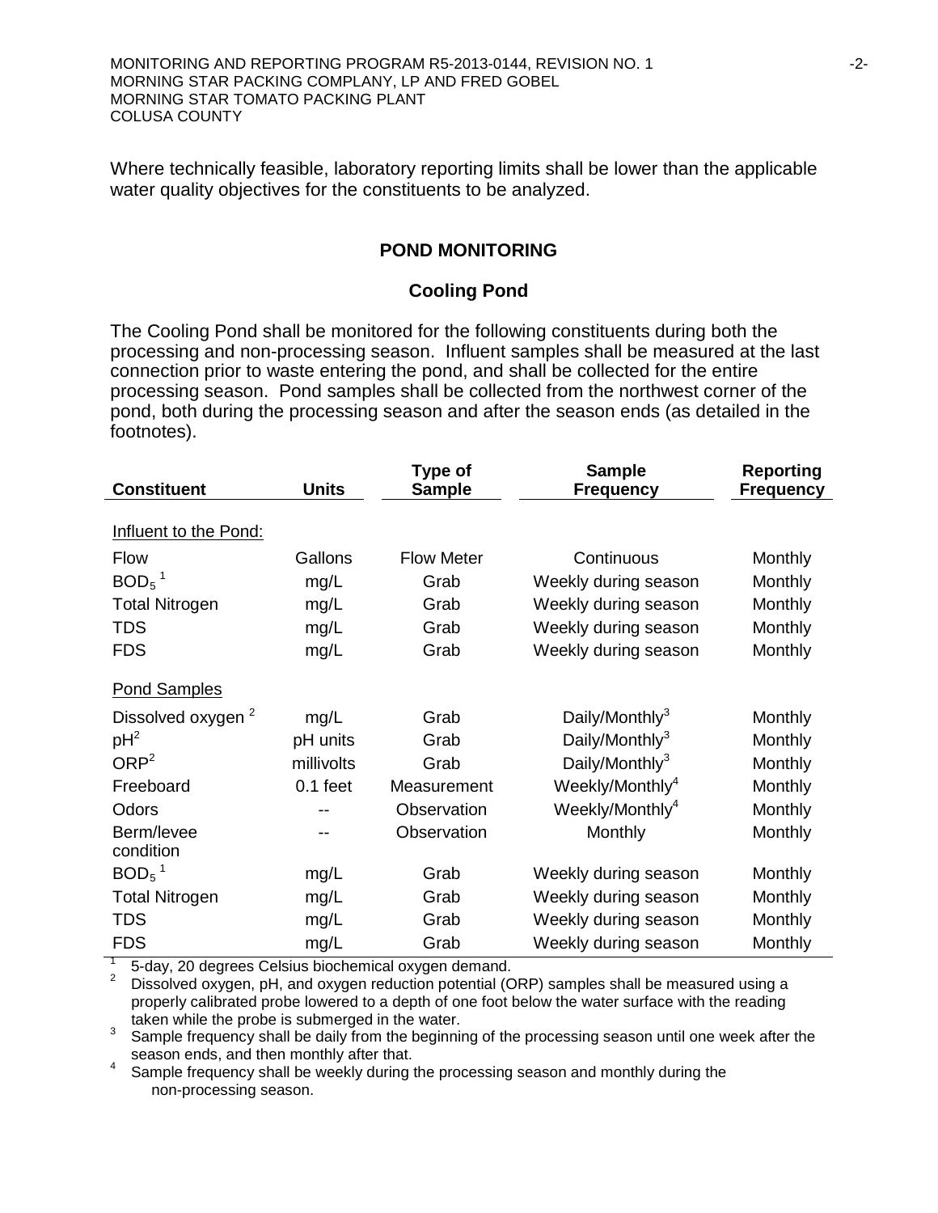Where technically feasible, laboratory reporting limits shall be lower than the applicable water quality objectives for the constituents to be analyzed.

## POND MONITORING

### Cooling Pond

The Cooling Pond shall be monitored for the following constituents during both the processing and non-processing season. Influent samples shall be measured at the last connection prior to waste entering the pond, and shall be collected for the entire processing season. Pond samples shall be collected from the northwest corner of the pond, both during the processing season and after the season ends (as detailed in the footnotes).

| Constituent | Units | Type of Sample | Sample Frequency | Reporting Frequency |
|---|---|---|---|---|
| Influent to the Pond: | | | | |
| Flow | Gallons | Flow Meter | Continuous | Monthly |
| $BOD_5$ [1] | mg/L | Grab | Weekly during season | Monthly |
| Total Nitrogen | mg/L | Grab | Weekly during season | Monthly |
| TDS | mg/L | Grab | Weekly during season | Monthly |
| FDS | mg/L | Grab | Weekly during season | Monthly |
| Pond Samples | | | | |
| Dissolved oxygen [2] | mg/L | Grab | Daily/Monthly[3] | Monthly |
| pH[2] | pH units | Grab | Daily/Monthly[3] | Monthly |
| ORP[2] | millivolts | Grab | Daily/Monthly[3] | Monthly |
| Freeboard | 0.1 feet | Measurement | Weekly/Monthly[4] | Monthly |
| Odors | -- | Observation | Weekly/Monthly[4] | Monthly |
| Berm/levee condition | -- | Observation | Monthly | Monthly |
| $BOD_5$ [1] | mg/L | Grab | Weekly during season | Monthly |
| Total Nitrogen | mg/L | Grab | Weekly during season | Monthly |
| TDS | mg/L | Grab | Weekly during season | Monthly |
| FDS | mg/L | Grab | Weekly during season | Monthly |

[1] 5-day, 20 degrees Celsius biochemical oxygen demand.

[2] Dissolved oxygen, pH, and oxygen reduction potential (ORP) samples shall be measured using a properly calibrated probe lowered to a depth of one foot below the water surface with the reading taken while the probe is submerged in the water.

[3] Sample frequency shall be daily from the beginning of the processing season until one week after the season ends, and then monthly after that.

[4] Sample frequency shall be weekly during the processing season and monthly during the non-processing season.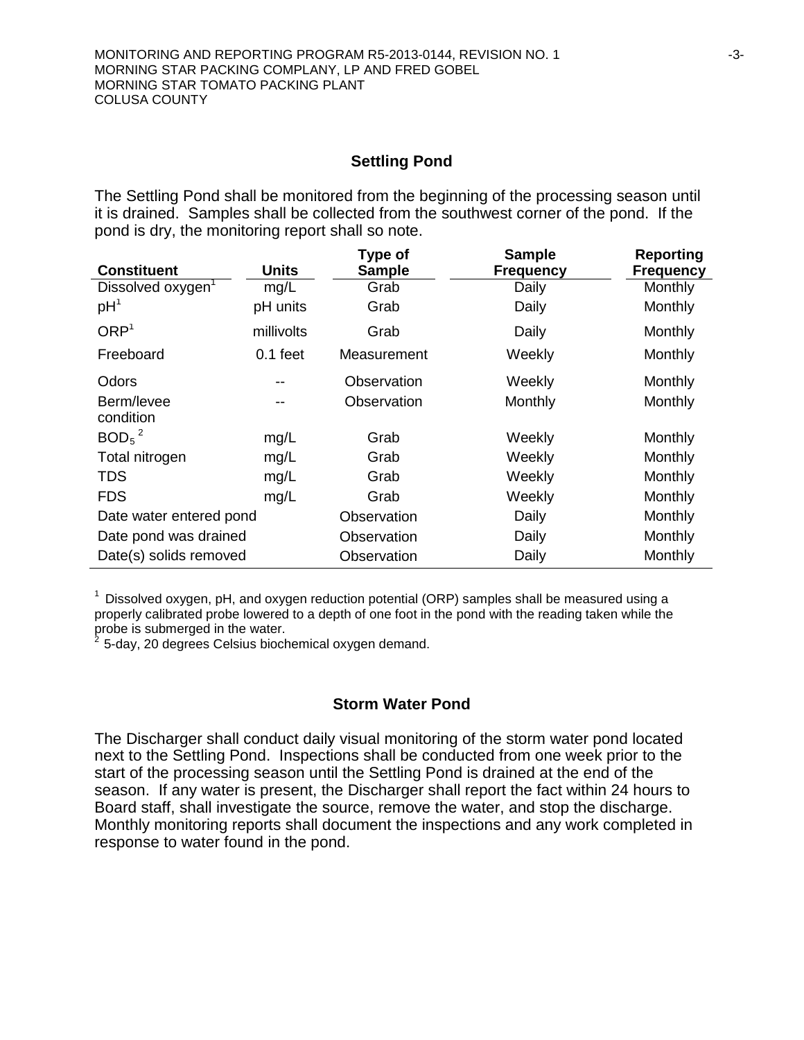### Settling Pond

The Settling Pond shall be monitored from the beginning of the processing season until it is drained. Samples shall be collected from the southwest corner of the pond. If the pond is dry, the monitoring report shall so note.

| Constituent | Units | Type of Sample | Sample Frequency | Reporting Frequency |
|---|---|---|---|---|
| Dissolved oxygen[1] | mg/L | Grab | Daily | Monthly |
| pH[1] | pH units | Grab | Daily | Monthly |
| ORP[1] | millivolts | Grab | Daily | Monthly |
| Freeboard | 0.1 feet | Measurement | Weekly | Monthly |
| Odors | -- | Observation | Weekly | Monthly |
| Berm/levee condition | -- | Observation | Monthly | Monthly |
| $BOD_5$[2] | mg/L | Grab | Weekly | Monthly |
| Total nitrogen | mg/L | Grab | Weekly | Monthly |
| TDS | mg/L | Grab | Weekly | Monthly |
| FDS | mg/L | Grab | Weekly | Monthly |
| Date water entered pond | | Observation | Daily | Monthly |
| Date pond was drained | | Observation | Daily | Monthly |
| Date(s) solids removed | | Observation | Daily | Monthly |

[1] Dissolved oxygen, pH, and oxygen reduction potential (ORP) samples shall be measured using a properly calibrated probe lowered to a depth of one foot in the pond with the reading taken while the probe is submerged in the water.
[2] 5-day, 20 degrees Celsius biochemical oxygen demand.

### Storm Water Pond

The Discharger shall conduct daily visual monitoring of the storm water pond located next to the Settling Pond. Inspections shall be conducted from one week prior to the start of the processing season until the Settling Pond is drained at the end of the season. If any water is present, the Discharger shall report the fact within 24 hours to Board staff, shall investigate the source, remove the water, and stop the discharge. Monthly monitoring reports shall document the inspections and any work completed in response to water found in the pond.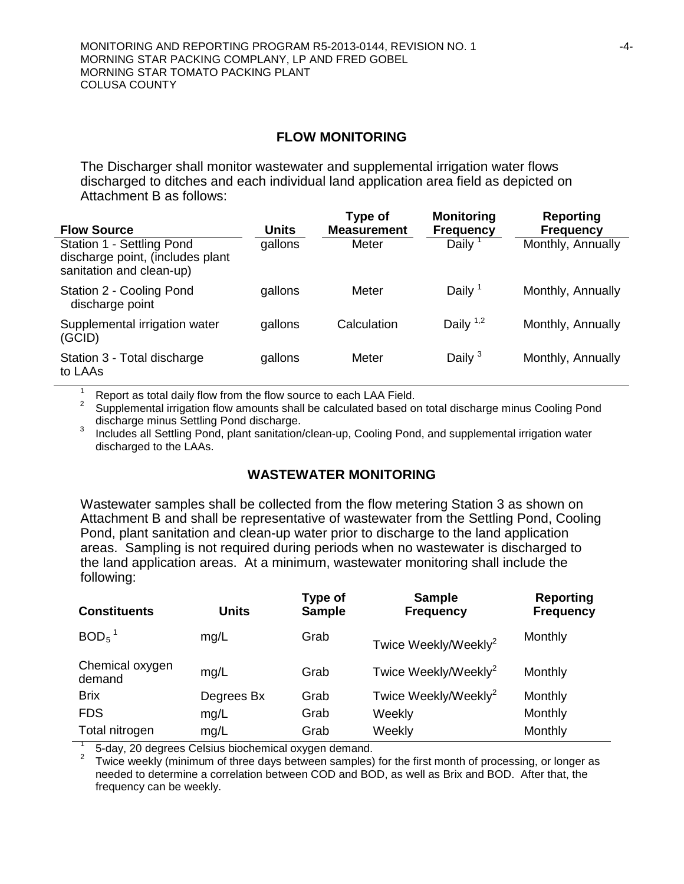## FLOW MONITORING

The Discharger shall monitor wastewater and supplemental irrigation water flows discharged to ditches and each individual land application area field as depicted on Attachment B as follows:

| Flow Source | Units | Type of Measurement | Monitoring Frequency | Reporting Frequency |
|---|---|---|---|---|
| Station 1 - Settling Pond discharge point, (includes plant sanitation and clean-up) | gallons | Meter | Daily [1] | Monthly, Annually |
| Station 2 - Cooling Pond discharge point | gallons | Meter | Daily [1] | Monthly, Annually |
| Supplemental irrigation water (GCID) | gallons | Calculation | Daily [1,2] | Monthly, Annually |
| Station 3 - Total discharge to LAAs | gallons | Meter | Daily [3] | Monthly, Annually |

[1] Report as total daily flow from the flow source to each LAA Field.

[2] Supplemental irrigation flow amounts shall be calculated based on total discharge minus Cooling Pond discharge minus Settling Pond discharge.

[3] Includes all Settling Pond, plant sanitation/clean-up, Cooling Pond, and supplemental irrigation water discharged to the LAAs.

## WASTEWATER MONITORING

Wastewater samples shall be collected from the flow metering Station 3 as shown on Attachment B and shall be representative of wastewater from the Settling Pond, Cooling Pond, plant sanitation and clean-up water prior to discharge to the land application areas. Sampling is not required during periods when no wastewater is discharged to the land application areas. At a minimum, wastewater monitoring shall include the following:

| Constituents | Units | Type of Sample | Sample Frequency | Reporting Frequency |
|---|---|---|---|---|
| $BOD_5$ [1] | mg/L | Grab | Twice Weekly/Weekly[2] | Monthly |
| Chemical oxygen demand | mg/L | Grab | Twice Weekly/Weekly[2] | Monthly |
| Brix | Degrees Bx | Grab | Twice Weekly/Weekly[2] | Monthly |
| FDS | mg/L | Grab | Weekly | Monthly |
| Total nitrogen | mg/L | Grab | Weekly | Monthly |

[1] 5-day, 20 degrees Celsius biochemical oxygen demand.

[2] Twice weekly (minimum of three days between samples) for the first month of processing, or longer as needed to determine a correlation between COD and BOD, as well as Brix and BOD. After that, the frequency can be weekly.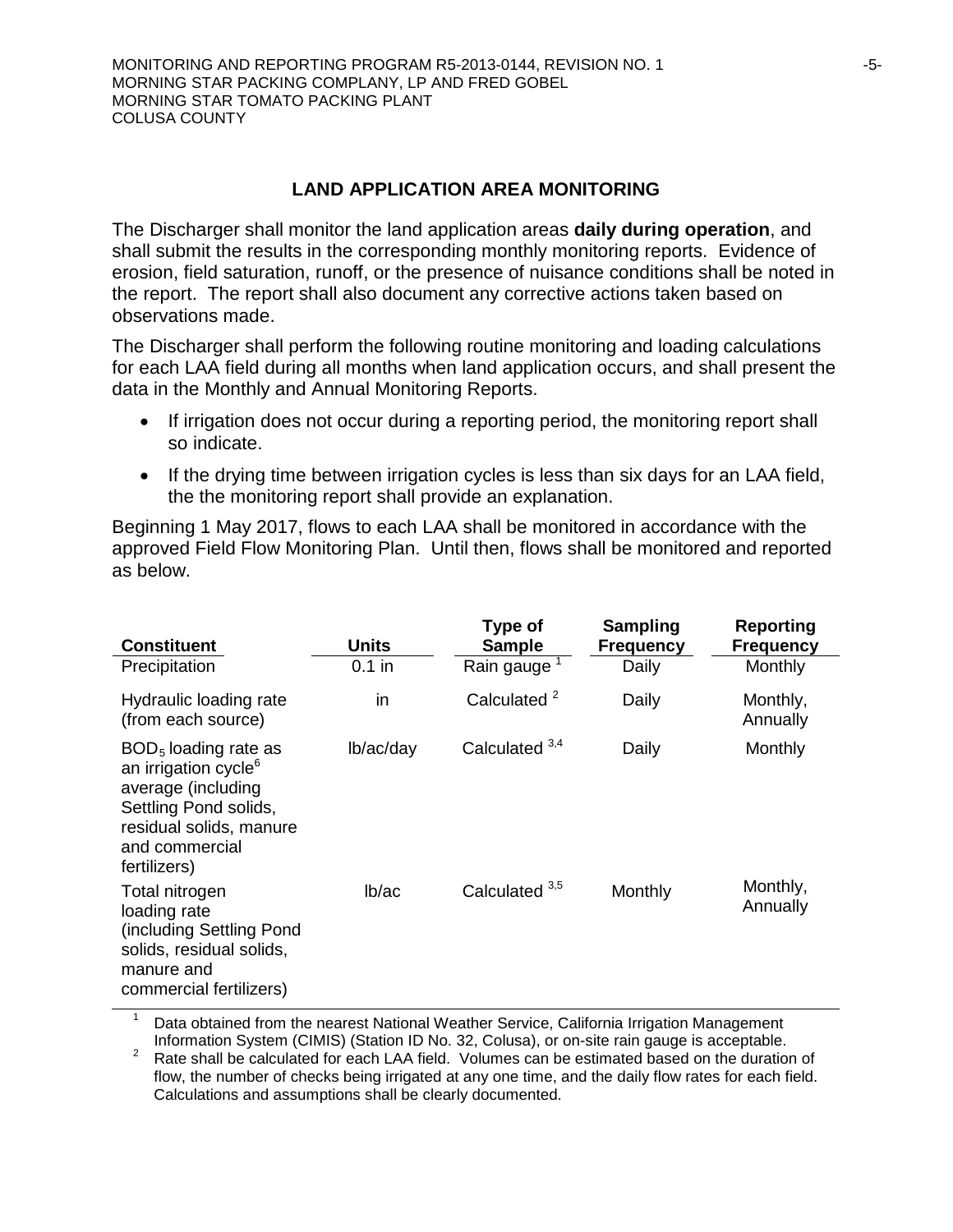## LAND APPLICATION AREA MONITORING

The Discharger shall monitor the land application areas **daily during operation**, and shall submit the results in the corresponding monthly monitoring reports. Evidence of erosion, field saturation, runoff, or the presence of nuisance conditions shall be noted in the report. The report shall also document any corrective actions taken based on observations made.

The Discharger shall perform the following routine monitoring and loading calculations for each LAA field during all months when land application occurs, and shall present the data in the Monthly and Annual Monitoring Reports.

- If irrigation does not occur during a reporting period, the monitoring report shall so indicate.
- If the drying time between irrigation cycles is less than six days for an LAA field, the the monitoring report shall provide an explanation.

Beginning 1 May 2017, flows to each LAA shall be monitored in accordance with the approved Field Flow Monitoring Plan. Until then, flows shall be monitored and reported as below.

| Constituent | Units | Type of Sample | Sampling Frequency | Reporting Frequency |
|---|---|---|---|---|
| Precipitation | 0.1 in | Rain gauge [1] | Daily | Monthly |
| Hydraulic loading rate (from each source) | in | Calculated [2] | Daily | Monthly, Annually |
| $BOD_5$ loading rate as an irrigation cycle[6] average (including Settling Pond solids, residual solids, manure and commercial fertilizers) | lb/ac/day | Calculated [3,4] | Daily | Monthly |
| Total nitrogen loading rate (including Settling Pond solids, residual solids, manure and commercial fertilizers) | lb/ac | Calculated [3,5] | Monthly | Monthly, Annually |

[1] Data obtained from the nearest National Weather Service, California Irrigation Management Information System (CIMIS) (Station ID No. 32, Colusa), or on-site rain gauge is acceptable.

[2] Rate shall be calculated for each LAA field. Volumes can be estimated based on the duration of flow, the number of checks being irrigated at any one time, and the daily flow rates for each field. Calculations and assumptions shall be clearly documented.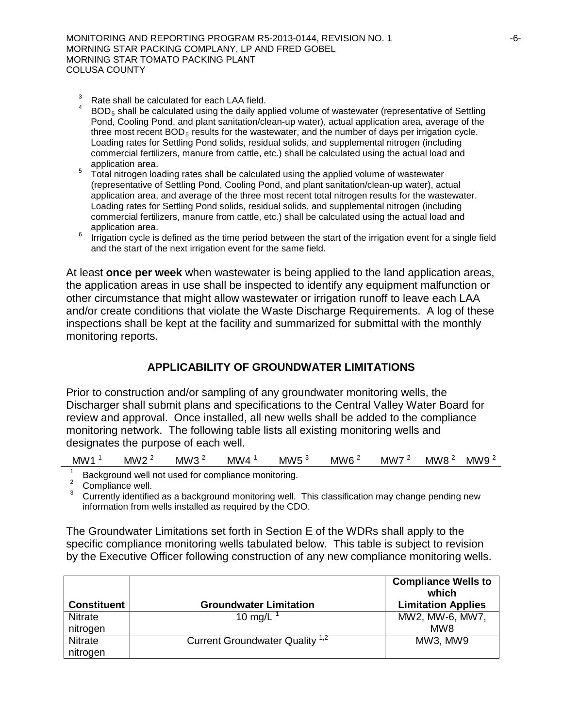[3] Rate shall be calculated for each LAA field.

[4] $BOD_5$ shall be calculated using the daily applied volume of wastewater (representative of Settling Pond, Cooling Pond, and plant sanitation/clean-up water), actual application area, average of the three most recent $BOD_5$ results for the wastewater, and the number of days per irrigation cycle. Loading rates for Settling Pond solids, residual solids, and supplemental nitrogen (including commercial fertilizers, manure from cattle, etc.) shall be calculated using the actual load and application area.

[5] Total nitrogen loading rates shall be calculated using the applied volume of wastewater (representative of Settling Pond, Cooling Pond, and plant sanitation/clean-up water), actual application area, and average of the three most recent total nitrogen results for the wastewater. Loading rates for Settling Pond solids, residual solids, and supplemental nitrogen (including commercial fertilizers, manure from cattle, etc.) shall be calculated using the actual load and application area.

[6] Irrigation cycle is defined as the time period between the start of the irrigation event for a single field and the start of the next irrigation event for the same field.

At least **once per week** when wastewater is being applied to the land application areas, the application areas in use shall be inspected to identify any equipment malfunction or other circumstance that might allow wastewater or irrigation runoff to leave each LAA and/or create conditions that violate the Waste Discharge Requirements. A log of these inspections shall be kept at the facility and summarized for submittal with the monthly monitoring reports.

## APPLICABILITY OF GROUNDWATER LIMITATIONS

Prior to construction and/or sampling of any groundwater monitoring wells, the Discharger shall submit plans and specifications to the Central Valley Water Board for review and approval. Once installed, all new wells shall be added to the compliance monitoring network. The following table lists all existing monitoring wells and designates the purpose of each well.

| MW1 [1] | MW2 [2] | MW3 [2] | MW4 [1] | MW5 [3] | MW6 [2] | MW7 [2] | MW8 [2] | MW9 [2] |
|---|---|---|---|---|---|---|---|---|

[1] Background well not used for compliance monitoring.

[2] Compliance well.

[3] Currently identified as a background monitoring well. This classification may change pending new information from wells installed as required by the CDO.

The Groundwater Limitations set forth in Section E of the WDRs shall apply to the specific compliance monitoring wells tabulated below. This table is subject to revision by the Executive Officer following construction of any new compliance monitoring wells.

| Constituent | Groundwater Limitation | Compliance Wells to which Limitation Applies |
|---|---|---|
| Nitrate nitrogen | 10 mg/L [1] | MW2, MW-6, MW7, MW8 |
| Nitrate nitrogen | Current Groundwater Quality [1,2] | MW3, MW9 |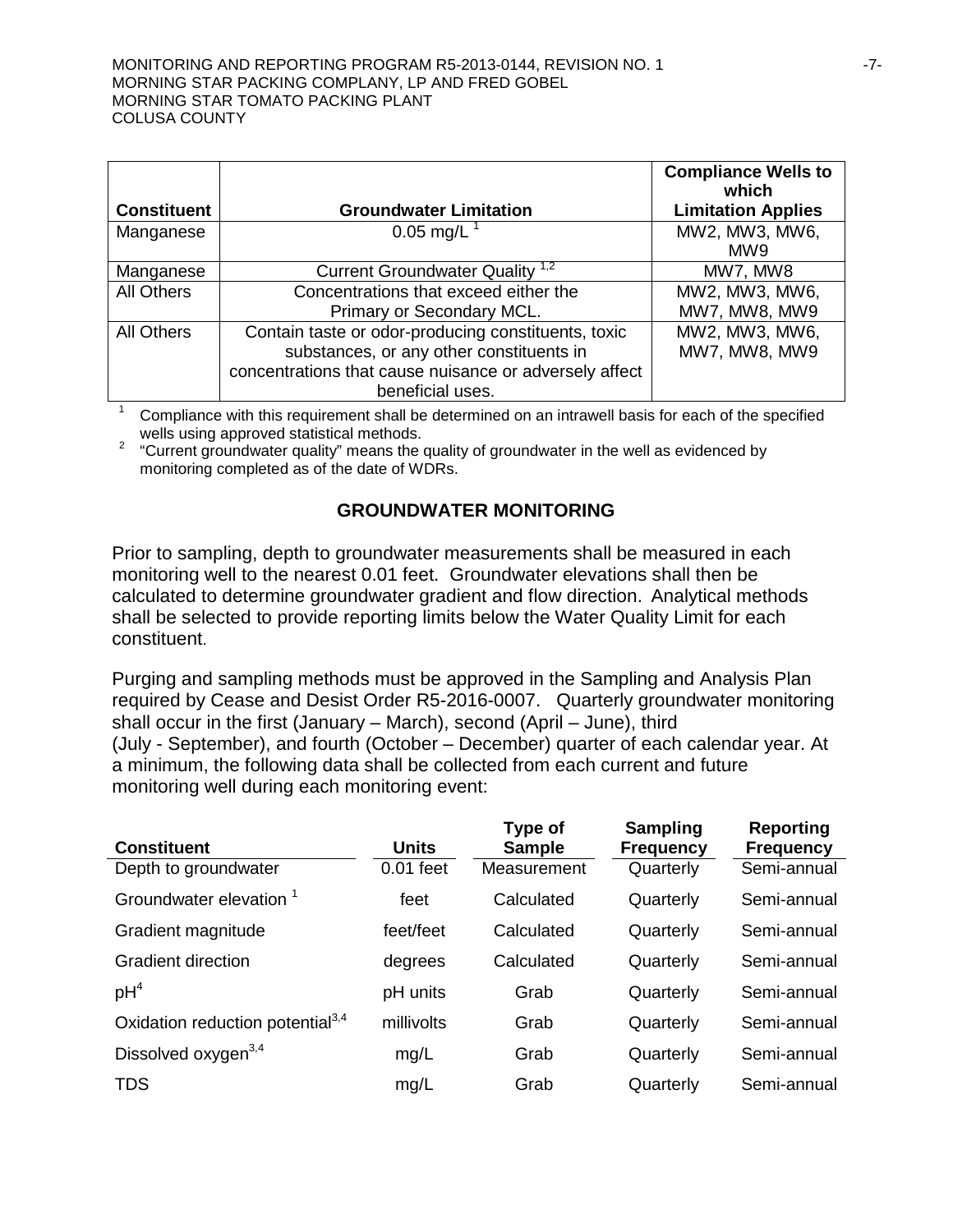| Constituent | Groundwater Limitation | Compliance Wells to which Limitation Applies |
|---|---|---|
| Manganese | 0.05 mg/L [1] | MW2, MW3, MW6, MW9 |
| Manganese | Current Groundwater Quality [1,2] | MW7, MW8 |
| All Others | Concentrations that exceed either the Primary or Secondary MCL. | MW2, MW3, MW6, MW7, MW8, MW9 |
| All Others | Contain taste or odor-producing constituents, toxic substances, or any other constituents in concentrations that cause nuisance or adversely affect beneficial uses. | MW2, MW3, MW6, MW7, MW8, MW9 |

[1] Compliance with this requirement shall be determined on an intrawell basis for each of the specified wells using approved statistical methods.

[2] "Current groundwater quality" means the quality of groundwater in the well as evidenced by monitoring completed as of the date of WDRs.

## GROUNDWATER MONITORING

Prior to sampling, depth to groundwater measurements shall be measured in each monitoring well to the nearest 0.01 feet. Groundwater elevations shall then be calculated to determine groundwater gradient and flow direction. Analytical methods shall be selected to provide reporting limits below the Water Quality Limit for each constituent.

Purging and sampling methods must be approved in the Sampling and Analysis Plan required by Cease and Desist Order R5-2016-0007. Quarterly groundwater monitoring shall occur in the first (January – March), second (April – June), third (July - September), and fourth (October – December) quarter of each calendar year. At a minimum, the following data shall be collected from each current and future monitoring well during each monitoring event:

| Constituent | Units | Type of Sample | Sampling Frequency | Reporting Frequency |
|---|---|---|---|---|
| Depth to groundwater | 0.01 feet | Measurement | Quarterly | Semi-annual |
| Groundwater elevation [1] | feet | Calculated | Quarterly | Semi-annual |
| Gradient magnitude | feet/feet | Calculated | Quarterly | Semi-annual |
| Gradient direction | degrees | Calculated | Quarterly | Semi-annual |
| pH[4] | pH units | Grab | Quarterly | Semi-annual |
| Oxidation reduction potential[3,4] | millivolts | Grab | Quarterly | Semi-annual |
| Dissolved oxygen[3,4] | mg/L | Grab | Quarterly | Semi-annual |
| TDS | mg/L | Grab | Quarterly | Semi-annual |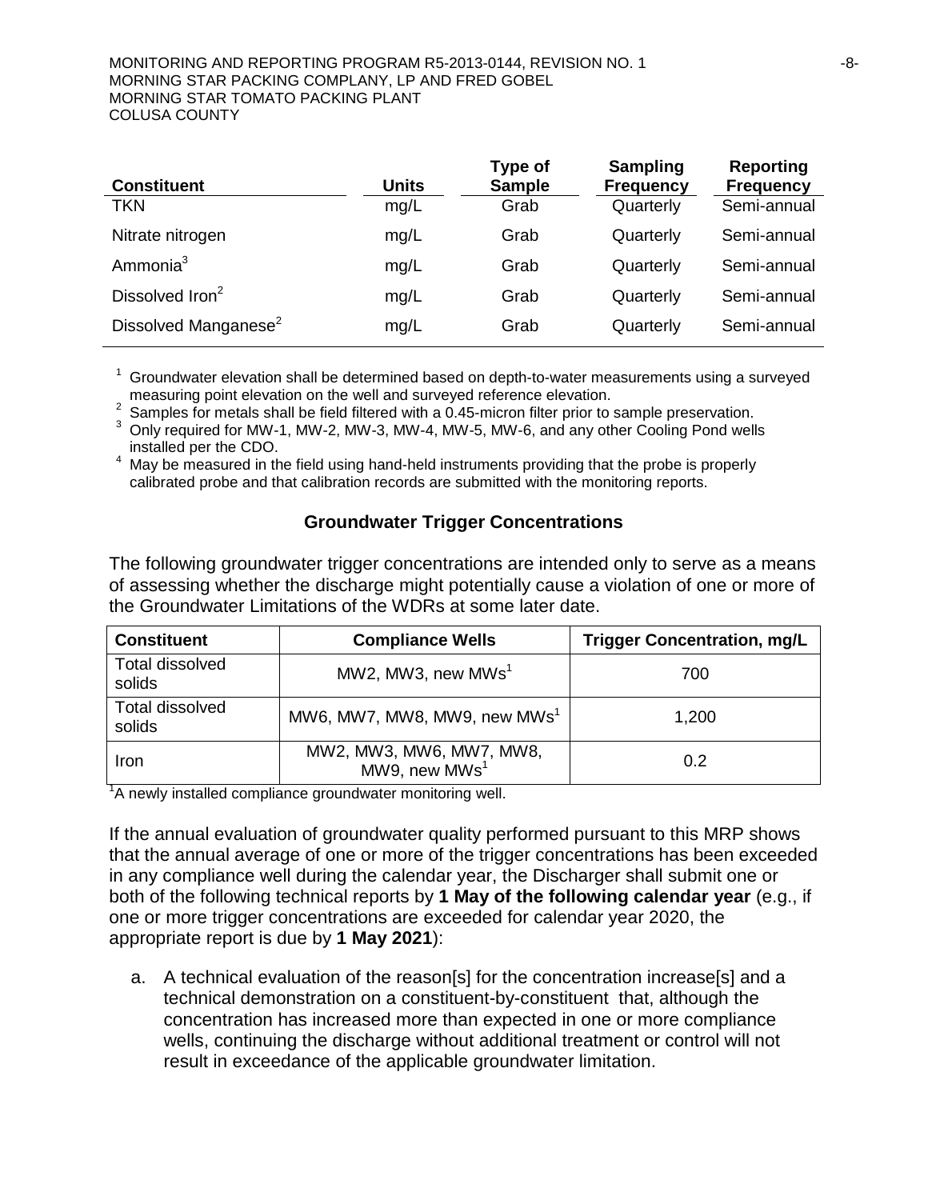| Constituent | Units | Type of Sample | Sampling Frequency | Reporting Frequency |
|---|---|---|---|---|
| TKN | mg/L | Grab | Quarterly | Semi-annual |
| Nitrate nitrogen | mg/L | Grab | Quarterly | Semi-annual |
| Ammonia[3] | mg/L | Grab | Quarterly | Semi-annual |
| Dissolved Iron[2] | mg/L | Grab | Quarterly | Semi-annual |
| Dissolved Manganese[2] | mg/L | Grab | Quarterly | Semi-annual |

[1] Groundwater elevation shall be determined based on depth-to-water measurements using a surveyed measuring point elevation on the well and surveyed reference elevation.
[2] Samples for metals shall be field filtered with a 0.45-micron filter prior to sample preservation.
[3] Only required for MW-1, MW-2, MW-3, MW-4, MW-5, MW-6, and any other Cooling Pond wells installed per the CDO.
[4] May be measured in the field using hand-held instruments providing that the probe is properly calibrated probe and that calibration records are submitted with the monitoring reports.

### Groundwater Trigger Concentrations

The following groundwater trigger concentrations are intended only to serve as a means of assessing whether the discharge might potentially cause a violation of one or more of the Groundwater Limitations of the WDRs at some later date.

| Constituent | Compliance Wells | Trigger Concentration, mg/L |
|---|---|---|
| Total dissolved solids | MW2, MW3, new MWs[1] | 700 |
| Total dissolved solids | MW6, MW7, MW8, MW9, new MWs[1] | 1,200 |
| Iron | MW2, MW3, MW6, MW7, MW8, MW9, new MWs[1] | 0.2 |

[1]A newly installed compliance groundwater monitoring well.

If the annual evaluation of groundwater quality performed pursuant to this MRP shows that the annual average of one or more of the trigger concentrations has been exceeded in any compliance well during the calendar year, the Discharger shall submit one or both of the following technical reports by **1 May of the following calendar year** (e.g., if one or more trigger concentrations are exceeded for calendar year 2020, the appropriate report is due by **1 May 2021**):

a. A technical evaluation of the reason[s] for the concentration increase[s] and a technical demonstration on a constituent-by-constituent that, although the concentration has increased more than expected in one or more compliance wells, continuing the discharge without additional treatment or control will not result in exceedance of the applicable groundwater limitation.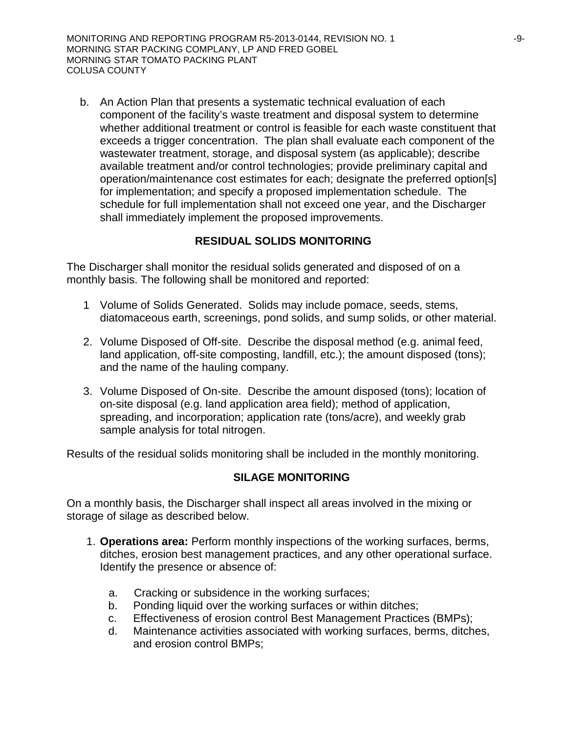b. An Action Plan that presents a systematic technical evaluation of each component of the facility's waste treatment and disposal system to determine whether additional treatment or control is feasible for each waste constituent that exceeds a trigger concentration. The plan shall evaluate each component of the wastewater treatment, storage, and disposal system (as applicable); describe available treatment and/or control technologies; provide preliminary capital and operation/maintenance cost estimates for each; designate the preferred option[s] for implementation; and specify a proposed implementation schedule. The schedule for full implementation shall not exceed one year, and the Discharger shall immediately implement the proposed improvements.

## RESIDUAL SOLIDS MONITORING

The Discharger shall monitor the residual solids generated and disposed of on a monthly basis. The following shall be monitored and reported:

1 Volume of Solids Generated. Solids may include pomace, seeds, stems, diatomaceous earth, screenings, pond solids, and sump solids, or other material.

2. Volume Disposed of Off-site. Describe the disposal method (e.g. animal feed, land application, off-site composting, landfill, etc.); the amount disposed (tons); and the name of the hauling company.

3. Volume Disposed of On-site. Describe the amount disposed (tons); location of on-site disposal (e.g. land application area field); method of application, spreading, and incorporation; application rate (tons/acre), and weekly grab sample analysis for total nitrogen.

Results of the residual solids monitoring shall be included in the monthly monitoring.

## SILAGE MONITORING

On a monthly basis, the Discharger shall inspect all areas involved in the mixing or storage of silage as described below.

1. **Operations area:** Perform monthly inspections of the working surfaces, berms, ditches, erosion best management practices, and any other operational surface. Identify the presence or absence of:

   a. Cracking or subsidence in the working surfaces;
   b. Ponding liquid over the working surfaces or within ditches;
   c. Effectiveness of erosion control Best Management Practices (BMPs);
   d. Maintenance activities associated with working surfaces, berms, ditches, and erosion control BMPs;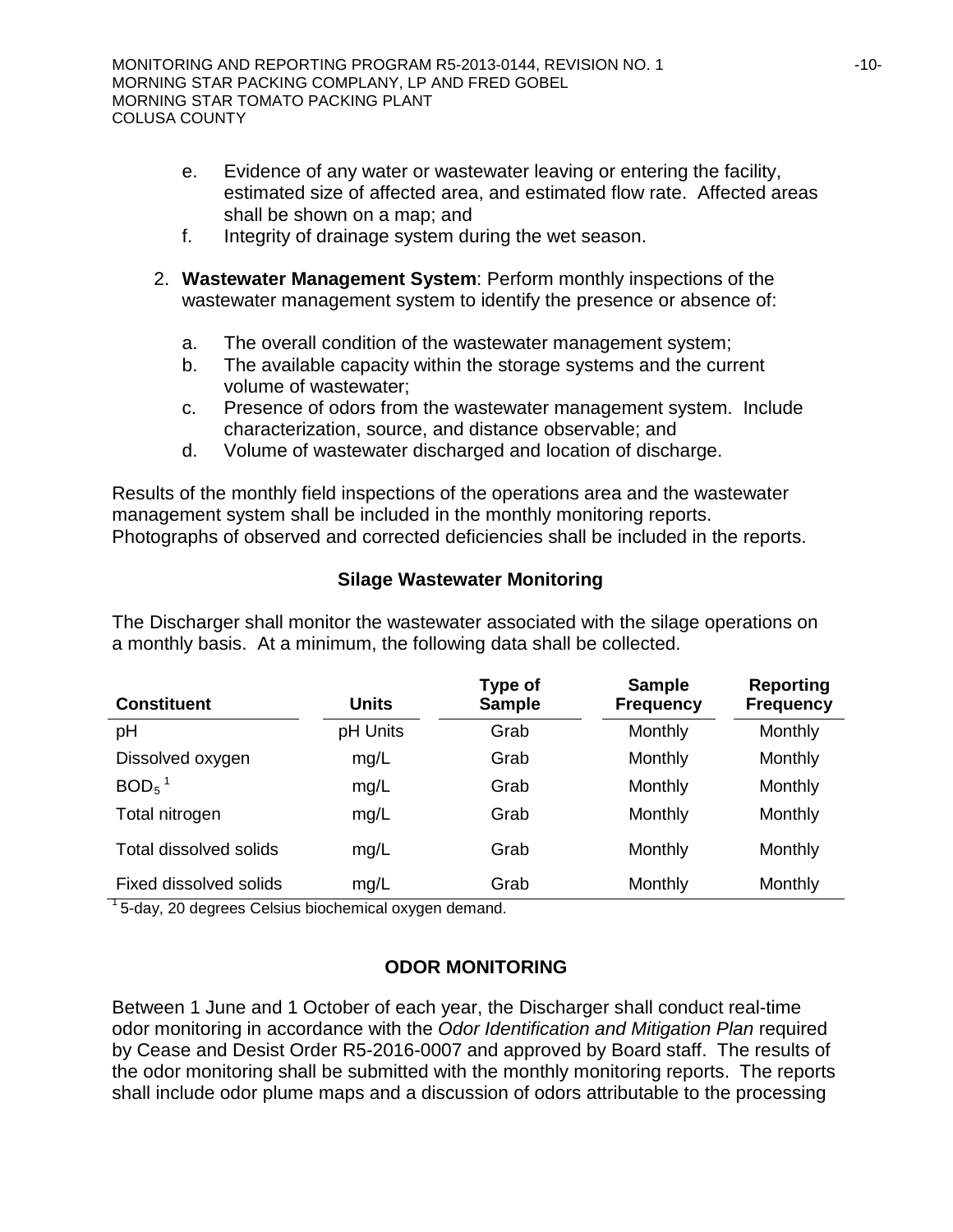e. Evidence of any water or wastewater leaving or entering the facility, estimated size of affected area, and estimated flow rate. Affected areas shall be shown on a map; and
f. Integrity of drainage system during the wet season.

2. **Wastewater Management System**: Perform monthly inspections of the wastewater management system to identify the presence or absence of:

   a. The overall condition of the wastewater management system;
   b. The available capacity within the storage systems and the current volume of wastewater;
   c. Presence of odors from the wastewater management system. Include characterization, source, and distance observable; and
   d. Volume of wastewater discharged and location of discharge.

Results of the monthly field inspections of the operations area and the wastewater management system shall be included in the monthly monitoring reports. Photographs of observed and corrected deficiencies shall be included in the reports.

### Silage Wastewater Monitoring

The Discharger shall monitor the wastewater associated with the silage operations on a monthly basis. At a minimum, the following data shall be collected.

| Constituent | Units | Type of Sample | Sample Frequency | Reporting Frequency |
|---|---|---|---|---|
| pH | pH Units | Grab | Monthly | Monthly |
| Dissolved oxygen | mg/L | Grab | Monthly | Monthly |
| $BOD_5$ [1] | mg/L | Grab | Monthly | Monthly |
| Total nitrogen | mg/L | Grab | Monthly | Monthly |
| Total dissolved solids | mg/L | Grab | Monthly | Monthly |
| Fixed dissolved solids | mg/L | Grab | Monthly | Monthly |

[1] 5-day, 20 degrees Celsius biochemical oxygen demand.

### ODOR MONITORING

Between 1 June and 1 October of each year, the Discharger shall conduct real-time odor monitoring in accordance with the *Odor Identification and Mitigation Plan* required by Cease and Desist Order R5-2016-0007 and approved by Board staff. The results of the odor monitoring shall be submitted with the monthly monitoring reports. The reports shall include odor plume maps and a discussion of odors attributable to the processing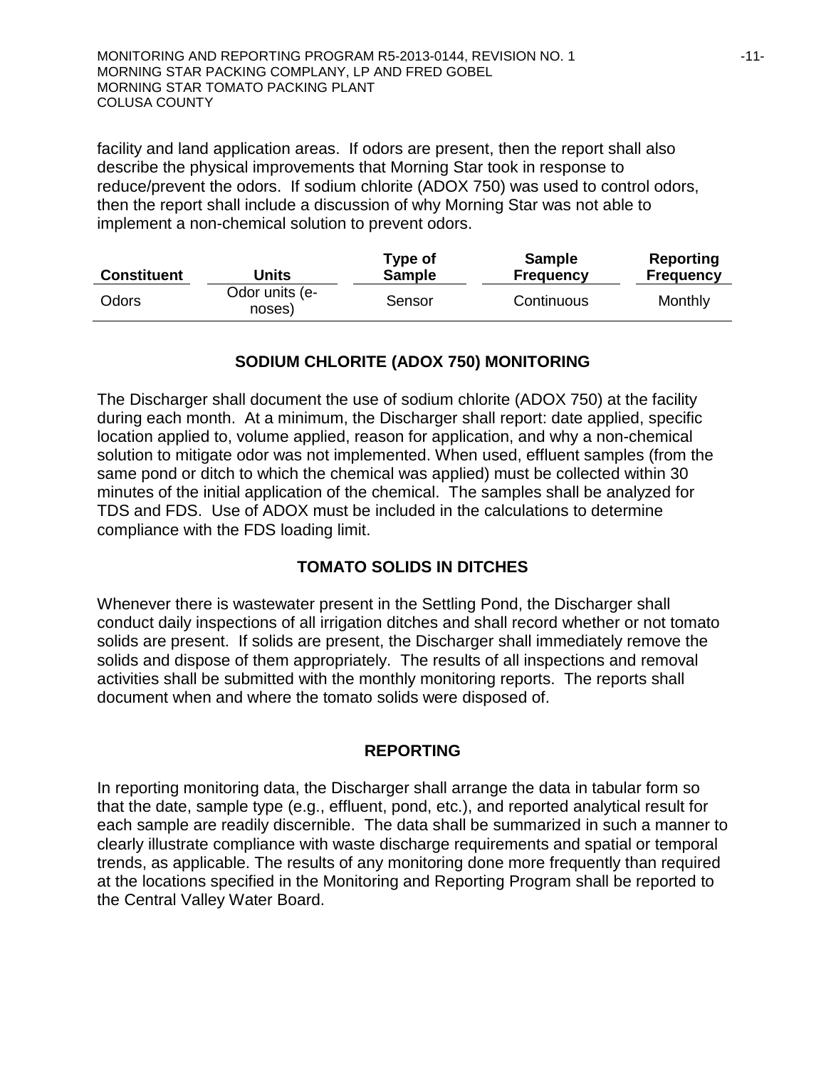facility and land application areas. If odors are present, then the report shall also describe the physical improvements that Morning Star took in response to reduce/prevent the odors. If sodium chlorite (ADOX 750) was used to control odors, then the report shall include a discussion of why Morning Star was not able to implement a non-chemical solution to prevent odors.

| Constituent | Units | Type of Sample | Sample Frequency | Reporting Frequency |
|---|---|---|---|---|
| Odors | Odor units (e-noses) | Sensor | Continuous | Monthly |

## SODIUM CHLORITE (ADOX 750) MONITORING

The Discharger shall document the use of sodium chlorite (ADOX 750) at the facility during each month. At a minimum, the Discharger shall report: date applied, specific location applied to, volume applied, reason for application, and why a non-chemical solution to mitigate odor was not implemented. When used, effluent samples (from the same pond or ditch to which the chemical was applied) must be collected within 30 minutes of the initial application of the chemical. The samples shall be analyzed for TDS and FDS. Use of ADOX must be included in the calculations to determine compliance with the FDS loading limit.

## TOMATO SOLIDS IN DITCHES

Whenever there is wastewater present in the Settling Pond, the Discharger shall conduct daily inspections of all irrigation ditches and shall record whether or not tomato solids are present. If solids are present, the Discharger shall immediately remove the solids and dispose of them appropriately. The results of all inspections and removal activities shall be submitted with the monthly monitoring reports. The reports shall document when and where the tomato solids were disposed of.

## REPORTING

In reporting monitoring data, the Discharger shall arrange the data in tabular form so that the date, sample type (e.g., effluent, pond, etc.), and reported analytical result for each sample are readily discernible. The data shall be summarized in such a manner to clearly illustrate compliance with waste discharge requirements and spatial or temporal trends, as applicable. The results of any monitoring done more frequently than required at the locations specified in the Monitoring and Reporting Program shall be reported to the Central Valley Water Board.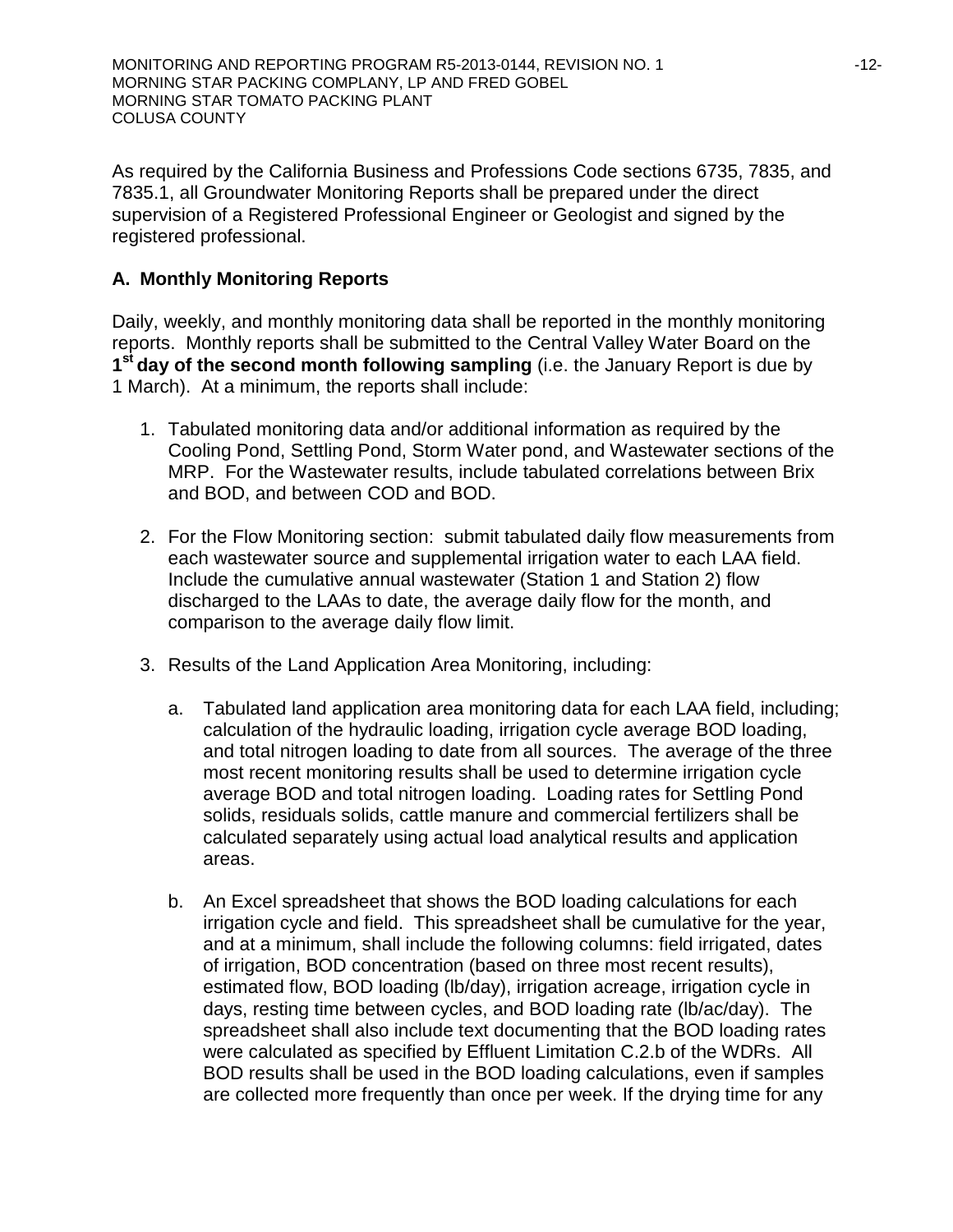As required by the California Business and Professions Code sections 6735, 7835, and 7835.1, all Groundwater Monitoring Reports shall be prepared under the direct supervision of a Registered Professional Engineer or Geologist and signed by the registered professional.

## A. Monthly Monitoring Reports

Daily, weekly, and monthly monitoring data shall be reported in the monthly monitoring reports. Monthly reports shall be submitted to the Central Valley Water Board on the **1st day of the second month following sampling** (i.e. the January Report is due by 1 March). At a minimum, the reports shall include:

1. Tabulated monitoring data and/or additional information as required by the Cooling Pond, Settling Pond, Storm Water pond, and Wastewater sections of the MRP. For the Wastewater results, include tabulated correlations between Brix and BOD, and between COD and BOD.

2. For the Flow Monitoring section: submit tabulated daily flow measurements from each wastewater source and supplemental irrigation water to each LAA field. Include the cumulative annual wastewater (Station 1 and Station 2) flow discharged to the LAAs to date, the average daily flow for the month, and comparison to the average daily flow limit.

3. Results of the Land Application Area Monitoring, including:

   a. Tabulated land application area monitoring data for each LAA field, including; calculation of the hydraulic loading, irrigation cycle average BOD loading, and total nitrogen loading to date from all sources. The average of the three most recent monitoring results shall be used to determine irrigation cycle average BOD and total nitrogen loading. Loading rates for Settling Pond solids, residuals solids, cattle manure and commercial fertilizers shall be calculated separately using actual load analytical results and application areas.

   b. An Excel spreadsheet that shows the BOD loading calculations for each irrigation cycle and field. This spreadsheet shall be cumulative for the year, and at a minimum, shall include the following columns: field irrigated, dates of irrigation, BOD concentration (based on three most recent results), estimated flow, BOD loading (lb/day), irrigation acreage, irrigation cycle in days, resting time between cycles, and BOD loading rate (lb/ac/day). The spreadsheet shall also include text documenting that the BOD loading rates were calculated as specified by Effluent Limitation C.2.b of the WDRs. All BOD results shall be used in the BOD loading calculations, even if samples are collected more frequently than once per week. If the drying time for any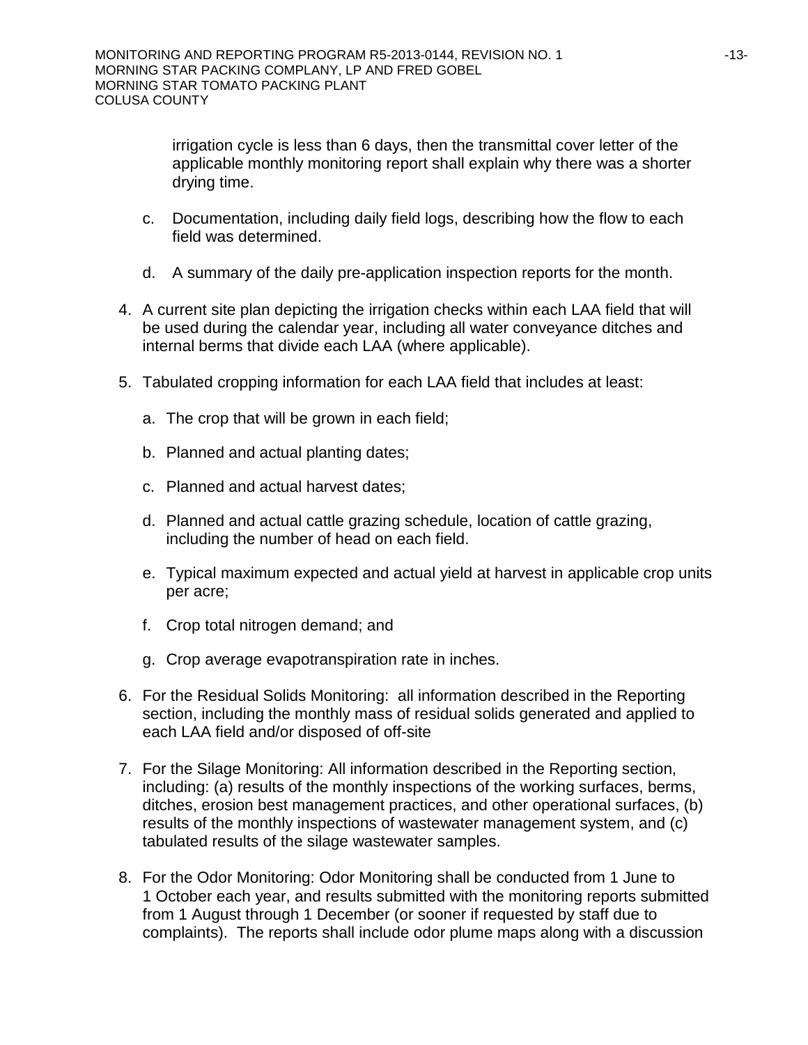irrigation cycle is less than 6 days, then the transmittal cover letter of the applicable monthly monitoring report shall explain why there was a shorter drying time.

c. Documentation, including daily field logs, describing how the flow to each field was determined.

d. A summary of the daily pre-application inspection reports for the month.

4. A current site plan depicting the irrigation checks within each LAA field that will be used during the calendar year, including all water conveyance ditches and internal berms that divide each LAA (where applicable).

5. Tabulated cropping information for each LAA field that includes at least:

   a. The crop that will be grown in each field;

   b. Planned and actual planting dates;

   c. Planned and actual harvest dates;

   d. Planned and actual cattle grazing schedule, location of cattle grazing, including the number of head on each field.

   e. Typical maximum expected and actual yield at harvest in applicable crop units per acre;

   f. Crop total nitrogen demand; and

   g. Crop average evapotranspiration rate in inches.

6. For the Residual Solids Monitoring: all information described in the Reporting section, including the monthly mass of residual solids generated and applied to each LAA field and/or disposed of off-site

7. For the Silage Monitoring: All information described in the Reporting section, including: (a) results of the monthly inspections of the working surfaces, berms, ditches, erosion best management practices, and other operational surfaces, (b) results of the monthly inspections of wastewater management system, and (c) tabulated results of the silage wastewater samples.

8. For the Odor Monitoring: Odor Monitoring shall be conducted from 1 June to 1 October each year, and results submitted with the monitoring reports submitted from 1 August through 1 December (or sooner if requested by staff due to complaints). The reports shall include odor plume maps along with a discussion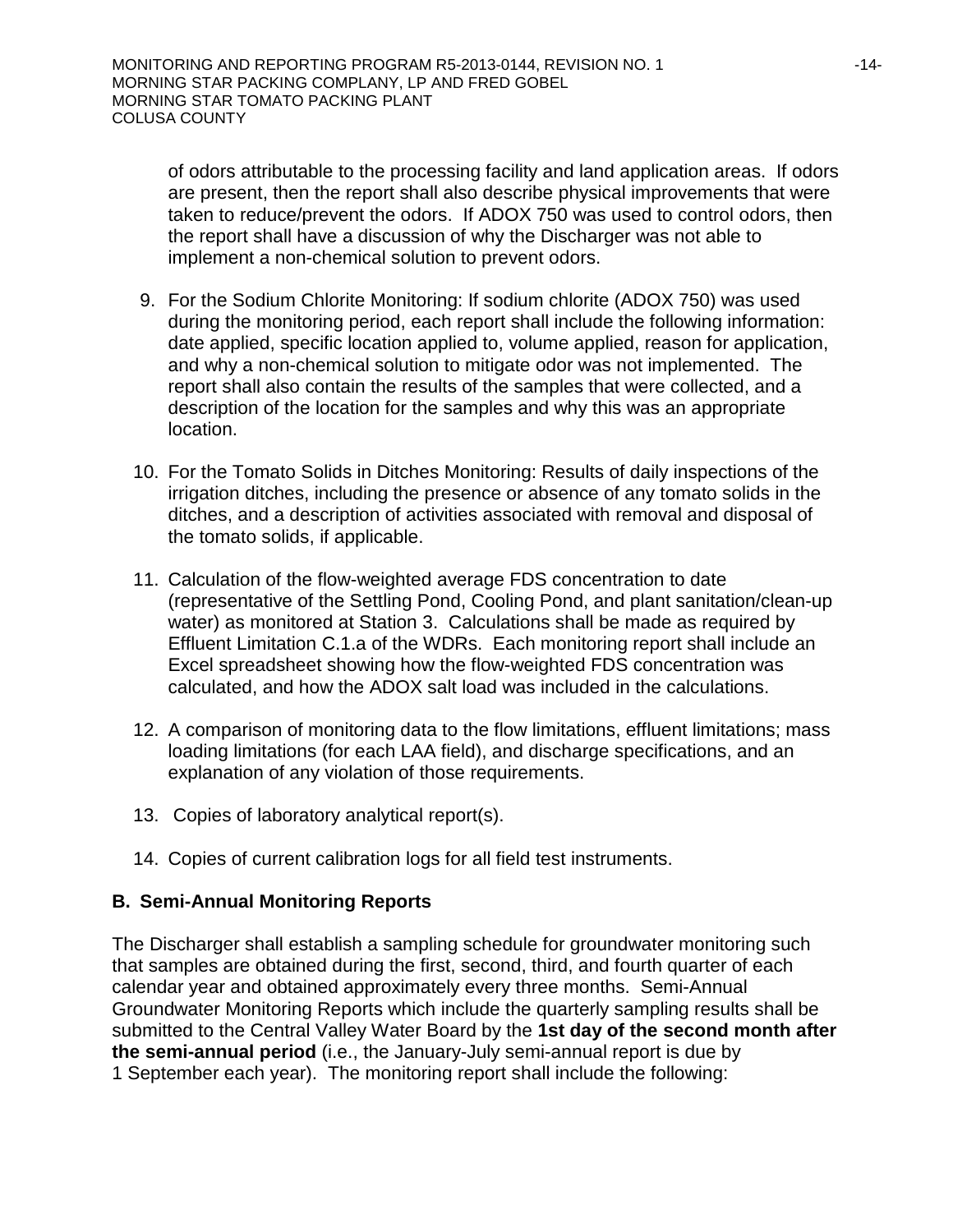of odors attributable to the processing facility and land application areas. If odors are present, then the report shall also describe physical improvements that were taken to reduce/prevent the odors. If ADOX 750 was used to control odors, then the report shall have a discussion of why the Discharger was not able to implement a non-chemical solution to prevent odors.

9. For the Sodium Chlorite Monitoring: If sodium chlorite (ADOX 750) was used during the monitoring period, each report shall include the following information: date applied, specific location applied to, volume applied, reason for application, and why a non-chemical solution to mitigate odor was not implemented. The report shall also contain the results of the samples that were collected, and a description of the location for the samples and why this was an appropriate location.

10. For the Tomato Solids in Ditches Monitoring: Results of daily inspections of the irrigation ditches, including the presence or absence of any tomato solids in the ditches, and a description of activities associated with removal and disposal of the tomato solids, if applicable.

11. Calculation of the flow-weighted average FDS concentration to date (representative of the Settling Pond, Cooling Pond, and plant sanitation/clean-up water) as monitored at Station 3. Calculations shall be made as required by Effluent Limitation C.1.a of the WDRs. Each monitoring report shall include an Excel spreadsheet showing how the flow-weighted FDS concentration was calculated, and how the ADOX salt load was included in the calculations.

12. A comparison of monitoring data to the flow limitations, effluent limitations; mass loading limitations (for each LAA field), and discharge specifications, and an explanation of any violation of those requirements.

13. Copies of laboratory analytical report(s).

14. Copies of current calibration logs for all field test instruments.

## B. Semi-Annual Monitoring Reports

The Discharger shall establish a sampling schedule for groundwater monitoring such that samples are obtained during the first, second, third, and fourth quarter of each calendar year and obtained approximately every three months. Semi-Annual Groundwater Monitoring Reports which include the quarterly sampling results shall be submitted to the Central Valley Water Board by the **1st day of the second month after the semi-annual period** (i.e., the January-July semi-annual report is due by 1 September each year). The monitoring report shall include the following: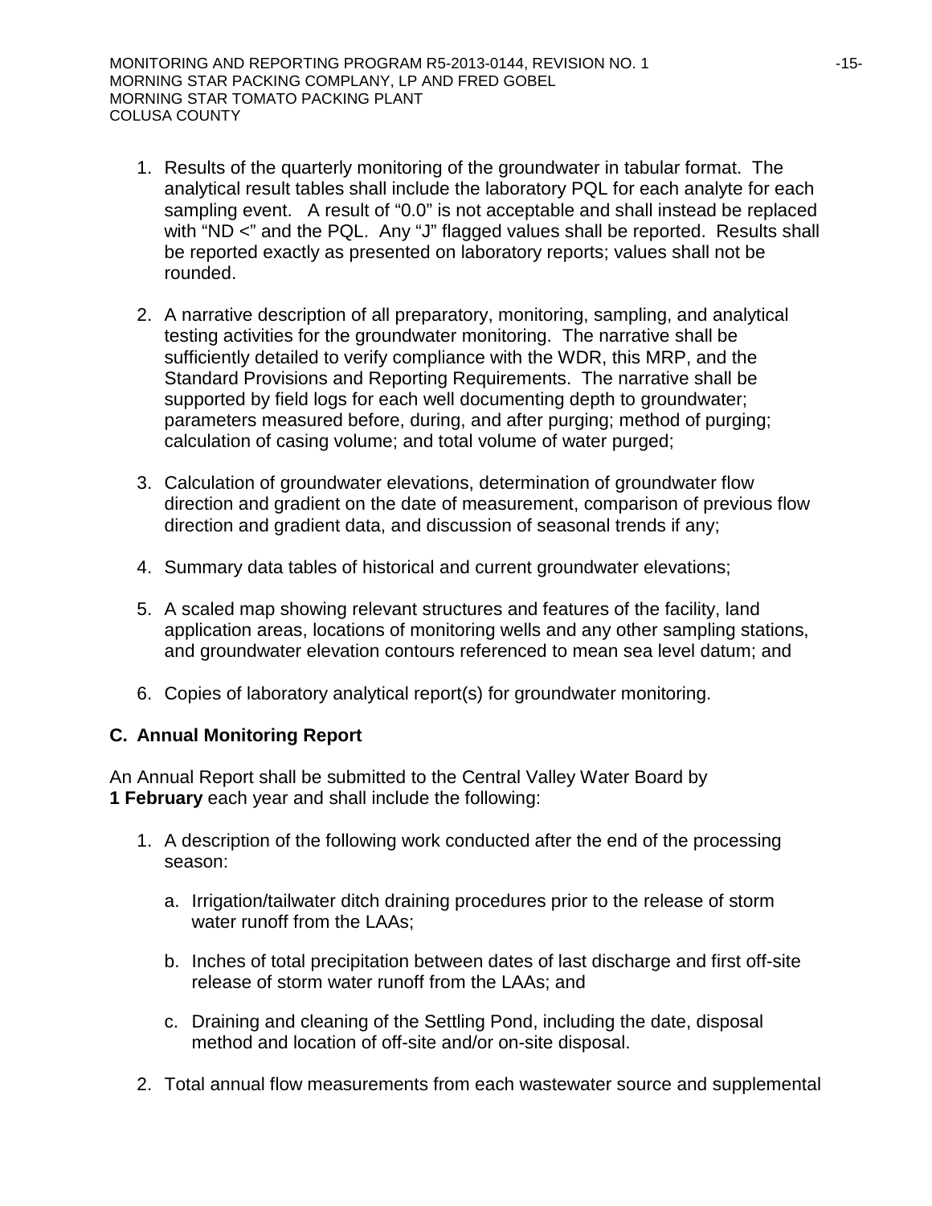1. Results of the quarterly monitoring of the groundwater in tabular format. The analytical result tables shall include the laboratory PQL for each analyte for each sampling event. A result of "0.0" is not acceptable and shall instead be replaced with "ND <" and the PQL. Any "J" flagged values shall be reported. Results shall be reported exactly as presented on laboratory reports; values shall not be rounded.

2. A narrative description of all preparatory, monitoring, sampling, and analytical testing activities for the groundwater monitoring. The narrative shall be sufficiently detailed to verify compliance with the WDR, this MRP, and the Standard Provisions and Reporting Requirements. The narrative shall be supported by field logs for each well documenting depth to groundwater; parameters measured before, during, and after purging; method of purging; calculation of casing volume; and total volume of water purged;

3. Calculation of groundwater elevations, determination of groundwater flow direction and gradient on the date of measurement, comparison of previous flow direction and gradient data, and discussion of seasonal trends if any;

4. Summary data tables of historical and current groundwater elevations;

5. A scaled map showing relevant structures and features of the facility, land application areas, locations of monitoring wells and any other sampling stations, and groundwater elevation contours referenced to mean sea level datum; and

6. Copies of laboratory analytical report(s) for groundwater monitoring.

### C. Annual Monitoring Report

An Annual Report shall be submitted to the Central Valley Water Board by **1 February** each year and shall include the following:

1. A description of the following work conducted after the end of the processing season:

   a. Irrigation/tailwater ditch draining procedures prior to the release of storm water runoff from the LAAs;

   b. Inches of total precipitation between dates of last discharge and first off-site release of storm water runoff from the LAAs; and

   c. Draining and cleaning of the Settling Pond, including the date, disposal method and location of off-site and/or on-site disposal.

2. Total annual flow measurements from each wastewater source and supplemental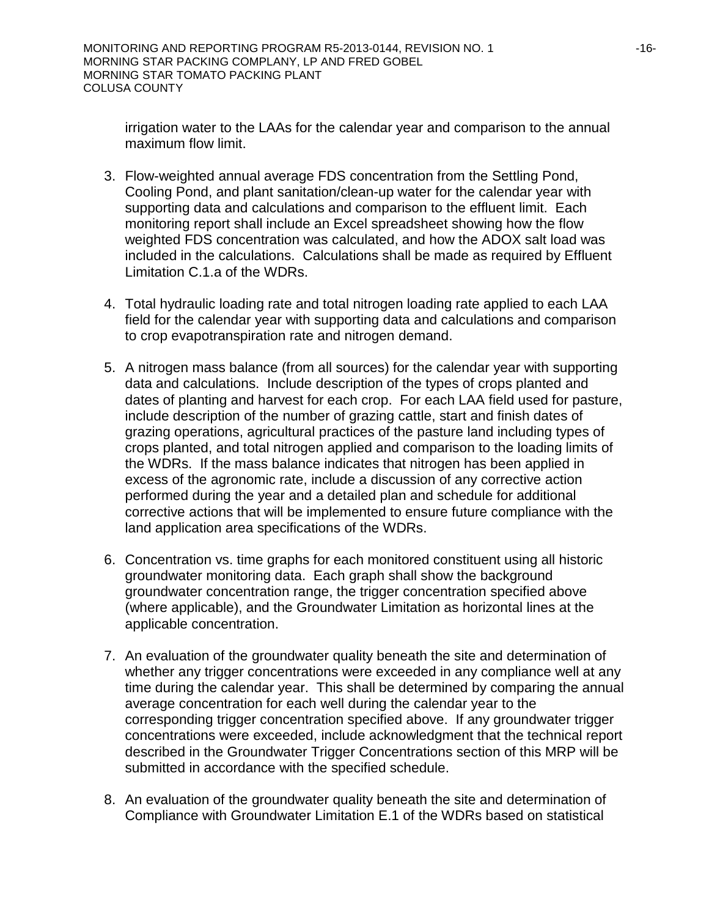irrigation water to the LAAs for the calendar year and comparison to the annual maximum flow limit.

3. Flow-weighted annual average FDS concentration from the Settling Pond, Cooling Pond, and plant sanitation/clean-up water for the calendar year with supporting data and calculations and comparison to the effluent limit. Each monitoring report shall include an Excel spreadsheet showing how the flow weighted FDS concentration was calculated, and how the ADOX salt load was included in the calculations. Calculations shall be made as required by Effluent Limitation C.1.a of the WDRs.

4. Total hydraulic loading rate and total nitrogen loading rate applied to each LAA field for the calendar year with supporting data and calculations and comparison to crop evapotranspiration rate and nitrogen demand.

5. A nitrogen mass balance (from all sources) for the calendar year with supporting data and calculations. Include description of the types of crops planted and dates of planting and harvest for each crop. For each LAA field used for pasture, include description of the number of grazing cattle, start and finish dates of grazing operations, agricultural practices of the pasture land including types of crops planted, and total nitrogen applied and comparison to the loading limits of the WDRs. If the mass balance indicates that nitrogen has been applied in excess of the agronomic rate, include a discussion of any corrective action performed during the year and a detailed plan and schedule for additional corrective actions that will be implemented to ensure future compliance with the land application area specifications of the WDRs.

6. Concentration vs. time graphs for each monitored constituent using all historic groundwater monitoring data. Each graph shall show the background groundwater concentration range, the trigger concentration specified above (where applicable), and the Groundwater Limitation as horizontal lines at the applicable concentration.

7. An evaluation of the groundwater quality beneath the site and determination of whether any trigger concentrations were exceeded in any compliance well at any time during the calendar year. This shall be determined by comparing the annual average concentration for each well during the calendar year to the corresponding trigger concentration specified above. If any groundwater trigger concentrations were exceeded, include acknowledgment that the technical report described in the Groundwater Trigger Concentrations section of this MRP will be submitted in accordance with the specified schedule.

8. An evaluation of the groundwater quality beneath the site and determination of Compliance with Groundwater Limitation E.1 of the WDRs based on statistical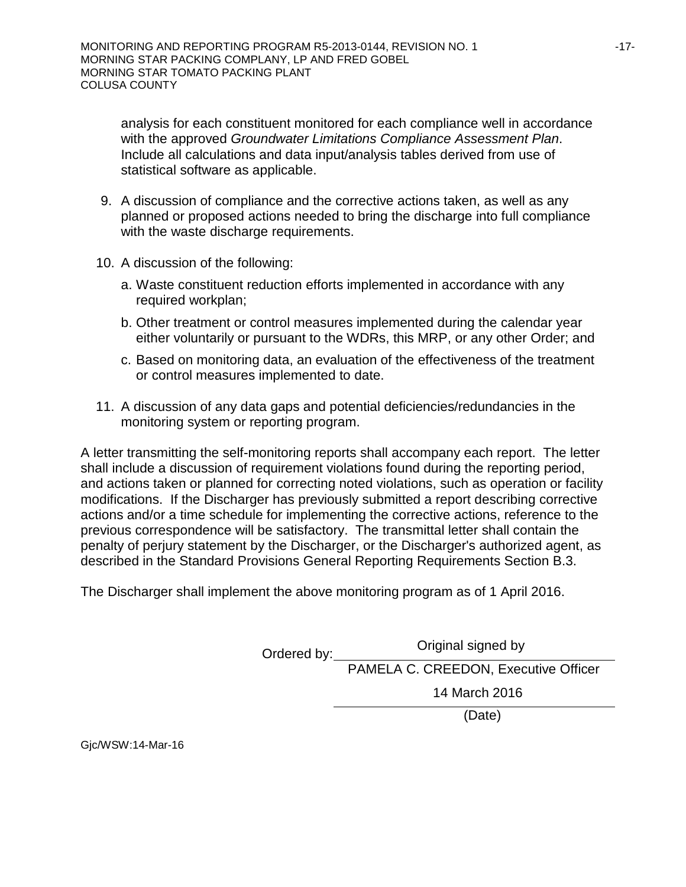analysis for each constituent monitored for each compliance well in accordance with the approved *Groundwater Limitations Compliance Assessment Plan*. Include all calculations and data input/analysis tables derived from use of statistical software as applicable.

9. A discussion of compliance and the corrective actions taken, as well as any planned or proposed actions needed to bring the discharge into full compliance with the waste discharge requirements.

10. A discussion of the following:

    a. Waste constituent reduction efforts implemented in accordance with any required workplan;

    b. Other treatment or control measures implemented during the calendar year either voluntarily or pursuant to the WDRs, this MRP, or any other Order; and

    c. Based on monitoring data, an evaluation of the effectiveness of the treatment or control measures implemented to date.

11. A discussion of any data gaps and potential deficiencies/redundancies in the monitoring system or reporting program.

A letter transmitting the self-monitoring reports shall accompany each report. The letter shall include a discussion of requirement violations found during the reporting period, and actions taken or planned for correcting noted violations, such as operation or facility modifications. If the Discharger has previously submitted a report describing corrective actions and/or a time schedule for implementing the corrective actions, reference to the previous correspondence will be satisfactory. The transmittal letter shall contain the penalty of perjury statement by the Discharger, or the Discharger's authorized agent, as described in the Standard Provisions General Reporting Requirements Section B.3.

The Discharger shall implement the above monitoring program as of 1 April 2016.

Ordered by: Original signed by

PAMELA C. CREEDON, Executive Officer

14 March 2016

(Date)

Gjc/WSW:14-Mar-16